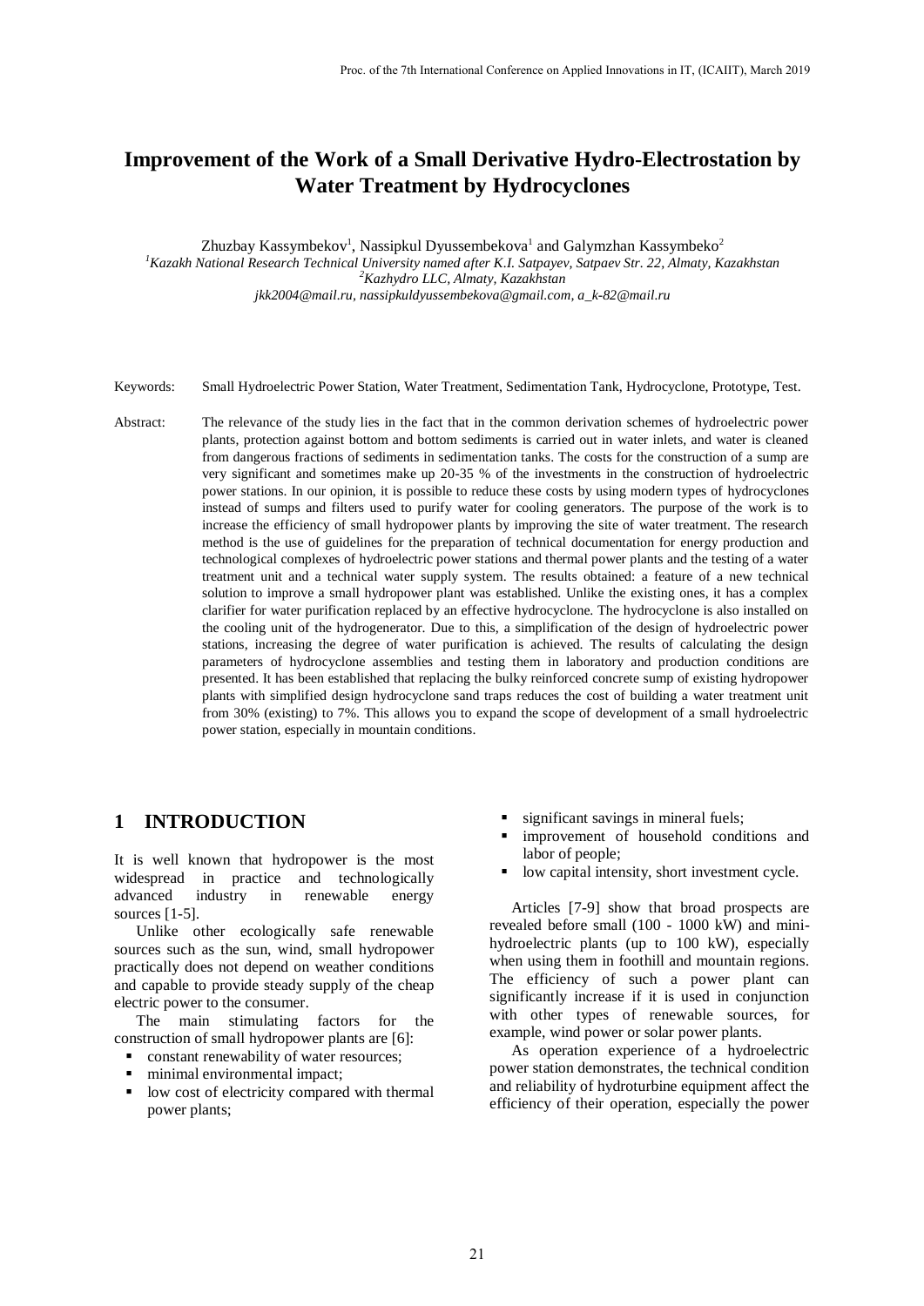# Improvement of the Work of a Small Derivative Hydro-Electrostation by Water Treatment by Hydrocyclones

Zhuzbay Kassymbekov[1], Nassipkul Dyussembekova[1] and Galymzhan Kassymbeko[2]

[1]*Kazakh National Research Technical University named after K.I. Satpayev, Satpaev Str. 22, Almaty, Kazakhstan*
[2]*Kazhydro LLC, Almaty, Kazakhstan*
*jkk2004@mail.ru, nassipkuldyussembekova@gmail.com, a_k-82@mail.ru*

Keywords: Small Hydroelectric Power Station, Water Treatment, Sedimentation Tank, Hydrocyclone, Prototype, Test.

Abstract: The relevance of the study lies in the fact that in the common derivation schemes of hydroelectric power plants, protection against bottom and bottom sediments is carried out in water inlets, and water is cleaned from dangerous fractions of sediments in sedimentation tanks. The costs for the construction of a sump are very significant and sometimes make up 20-35 % of the investments in the construction of hydroelectric power stations. In our opinion, it is possible to reduce these costs by using modern types of hydrocyclones instead of sumps and filters used to purify water for cooling generators. The purpose of the work is to increase the efficiency of small hydropower plants by improving the site of water treatment. The research method is the use of guidelines for the preparation of technical documentation for energy production and technological complexes of hydroelectric power stations and thermal power plants and the testing of a water treatment unit and a technical water supply system. The results obtained: a feature of a new technical solution to improve a small hydropower plant was established. Unlike the existing ones, it has a complex clarifier for water purification replaced by an effective hydrocyclone. The hydrocyclone is also installed on the cooling unit of the hydrogenerator. Due to this, a simplification of the design of hydroelectric power stations, increasing the degree of water purification is achieved. The results of calculating the design parameters of hydrocyclone assemblies and testing them in laboratory and production conditions are presented. It has been established that replacing the bulky reinforced concrete sump of existing hydropower plants with simplified design hydrocyclone sand traps reduces the cost of building a water treatment unit from 30% (existing) to 7%. This allows you to expand the scope of development of a small hydroelectric power station, especially in mountain conditions.

## 1 INTRODUCTION

It is well known that hydropower is the most widespread in practice and technologically advanced industry in renewable energy sources [1-5].

Unlike other ecologically safe renewable sources such as the sun, wind, small hydropower practically does not depend on weather conditions and capable to provide steady supply of the cheap electric power to the consumer.

The main stimulating factors for the construction of small hydropower plants are [6]:

- constant renewability of water resources;
- minimal environmental impact;
- low cost of electricity compared with thermal power plants;
- significant savings in mineral fuels;
- improvement of household conditions and labor of people;
- low capital intensity, short investment cycle.

Articles [7-9] show that broad prospects are revealed before small (100 - 1000 kW) and mini-hydroelectric plants (up to 100 kW), especially when using them in foothill and mountain regions. The efficiency of such a power plant can significantly increase if it is used in conjunction with other types of renewable sources, for example, wind power or solar power plants.

As operation experience of a hydroelectric power station demonstrates, the technical condition and reliability of hydroturbine equipment affect the efficiency of their operation, especially the power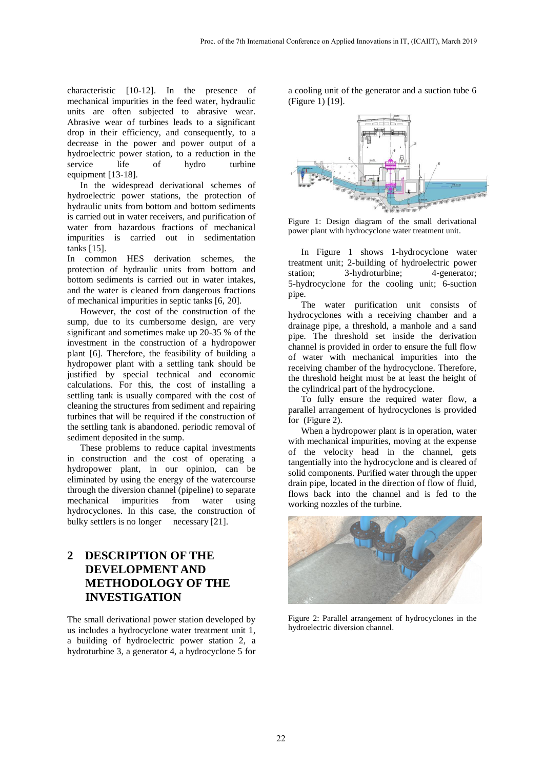characteristic [10-12]. In the presence of mechanical impurities in the feed water, hydraulic units are often subjected to abrasive wear. Abrasive wear of turbines leads to a significant drop in their efficiency, and consequently, to a decrease in the power and power output of a hydroelectric power station, to a reduction in the service life of hydro turbine equipment [13-18].

In the widespread derivational schemes of hydroelectric power stations, the protection of hydraulic units from bottom and bottom sediments is carried out in water receivers, and purification of water from hazardous fractions of mechanical impurities is carried out in sedimentation tanks [15].

In common HES derivation schemes, the protection of hydraulic units from bottom and bottom sediments is carried out in water intakes, and the water is cleaned from dangerous fractions of mechanical impurities in septic tanks [6, 20].

However, the cost of the construction of the sump, due to its cumbersome design, are very significant and sometimes make up 20-35 % of the investment in the construction of a hydropower plant [6]. Therefore, the feasibility of building a hydropower plant with a settling tank should be justified by special technical and economic calculations. For this, the cost of installing a settling tank is usually compared with the cost of cleaning the structures from sediment and repairing turbines that will be required if the construction of the settling tank is abandoned. periodic removal of sediment deposited in the sump.

These problems to reduce capital investments in construction and the cost of operating a hydropower plant, in our opinion, can be eliminated by using the energy of the watercourse through the diversion channel (pipeline) to separate mechanical impurities from water using hydrocyclones. In this case, the construction of bulky settlers is no longer necessary [21].

## 2 DESCRIPTION OF THE DEVELOPMENT AND METHODOLOGY OF THE INVESTIGATION

The small derivational power station developed by us includes a hydrocyclone water treatment unit 1, a building of hydroelectric power station 2, a hydroturbine 3, a generator 4, a hydrocyclone 5 for a cooling unit of the generator and a suction tube 6 (Figure 1) [19].

Figure 1: Design diagram of the small derivational power plant with hydrocyclone water treatment unit.

In Figure 1 shows 1-hydrocyclone water treatment unit; 2-building of hydroelectric power station; 3-hydroturbine; 4-generator; 5-hydrocyclone for the cooling unit; 6-suction pipe.

The water purification unit consists of hydrocyclones with a receiving chamber and a drainage pipe, a threshold, a manhole and a sand pipe. The threshold set inside the derivation channel is provided in order to ensure the full flow of water with mechanical impurities into the receiving chamber of the hydrocyclone. Therefore, the threshold height must be at least the height of the cylindrical part of the hydrocyclone.

To fully ensure the required water flow, a parallel arrangement of hydrocyclones is provided for (Figure 2).

When a hydropower plant is in operation, water with mechanical impurities, moving at the expense of the velocity head in the channel, gets tangentially into the hydrocyclone and is cleared of solid components. Purified water through the upper drain pipe, located in the direction of flow of fluid, flows back into the channel and is fed to the working nozzles of the turbine.

Figure 2: Parallel arrangement of hydrocyclones in the hydroelectric diversion channel.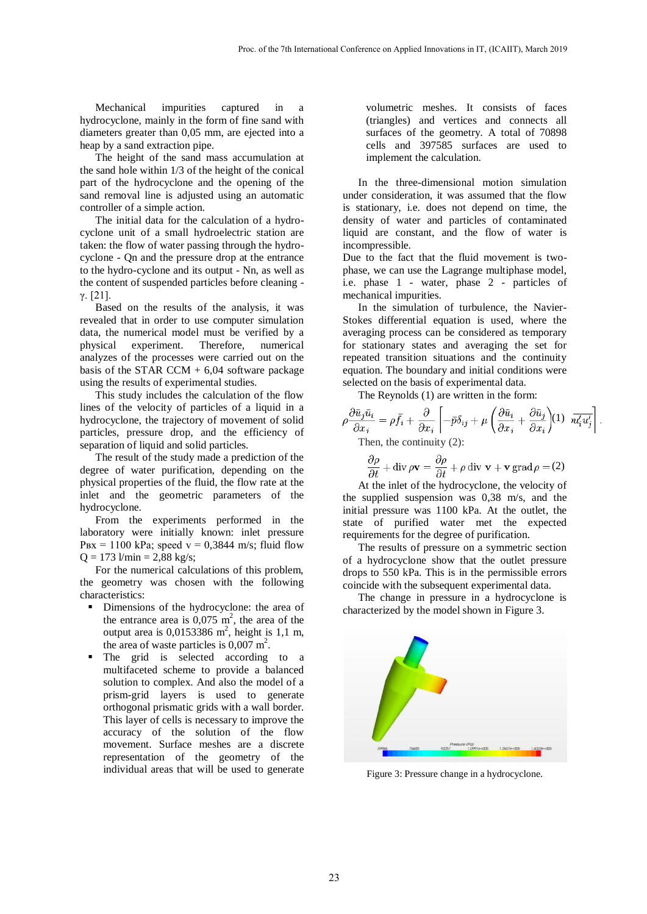Mechanical impurities captured in a hydrocyclone, mainly in the form of fine sand with diameters greater than 0,05 mm, are ejected into a heap by a sand extraction pipe.

The height of the sand mass accumulation at the sand hole within 1/3 of the height of the conical part of the hydrocyclone and the opening of the sand removal line is adjusted using an automatic controller of a simple action.

The initial data for the calculation of a hydro-cyclone unit of a small hydroelectric station are taken: the flow of water passing through the hydro-cyclone - Qn and the pressure drop at the entrance to the hydro-cyclone and its output - Nn, as well as the content of suspended particles before cleaning - γ. [21].

Based on the results of the analysis, it was revealed that in order to use computer simulation data, the numerical model must be verified by a physical experiment. Therefore, numerical analyzes of the processes were carried out on the basis of the STAR CCM + 6,04 software package using the results of experimental studies.

This study includes the calculation of the flow lines of the velocity of particles of a liquid in a hydrocyclone, the trajectory of movement of solid particles, pressure drop, and the efficiency of separation of liquid and solid particles.

The result of the study made a prediction of the degree of water purification, depending on the physical properties of the fluid, the flow rate at the inlet and the geometric parameters of the hydrocyclone.

From the experiments performed in the laboratory were initially known: inlet pressure Pвх = 1100 kPa; speed v = 0,3844 m/s; fluid flow Q = 173 l/min = 2,88 kg/s;

For the numerical calculations of this problem, the geometry was chosen with the following characteristics:

- Dimensions of the hydrocyclone: the area of the entrance area is 0,075 $m^2$, the area of the output area is 0,0153386 $m^2$, height is 1,1 m, the area of waste particles is 0,007 $m^2$.
- The grid is selected according to a multifaceted scheme to provide a balanced solution to complex. And also the model of a prism-grid layers is used to generate orthogonal prismatic grids with a wall border. This layer of cells is necessary to improve the accuracy of the solution of the flow movement. Surface meshes are a discrete representation of the geometry of the individual areas that will be used to generate volumetric meshes. It consists of faces (triangles) and vertices and connects all surfaces of the geometry. A total of 70898 cells and 397585 surfaces are used to implement the calculation.

In the three-dimensional motion simulation under consideration, it was assumed that the flow is stationary, i.e. does not depend on time, the density of water and particles of contaminated liquid are constant, and the flow of water is incompressible.

Due to the fact that the fluid movement is two-phase, we can use the Lagrange multiphase model, i.e. phase 1 - water, phase 2 - particles of mechanical impurities.

In the simulation of turbulence, the Navier-Stokes differential equation is used, where the averaging process can be considered as temporary for stationary states and averaging the set for repeated transition situations and the continuity equation. The boundary and initial conditions were selected on the basis of experimental data.

The Reynolds (1) are written in the form:

$$\rho\frac{\partial \bar{u}_j \bar{u}_i}{\partial x_i} = \rho \bar{f}_i + \frac{\partial}{\partial x_i}\left[-\bar{p}\delta_{ij} + \mu\left(\frac{\partial \bar{u}_i}{\partial x_i} + \frac{\partial \bar{u}_j}{\partial x_i}\right) \overline{u_i' u_j'}\right]. \quad (1)$$

Then, the continuity (2):

$$\frac{\partial \rho}{\partial t} + \operatorname{div} \rho \mathbf{v} = \frac{\partial \rho}{\partial t} + \rho \operatorname{div} \mathbf{v} + \mathbf{v} \operatorname{grad} \rho = \quad (2)$$

At the inlet of the hydrocyclone, the velocity of the supplied suspension was 0,38 m/s, and the initial pressure was 1100 kPa. At the outlet, the state of purified water met the expected requirements for the degree of purification.

The results of pressure on a symmetric section of a hydrocyclone show that the outlet pressure drops to 550 kPa. This is in the permissible errors coincide with the subsequent experimental data.

The change in pressure in a hydrocyclone is characterized by the model shown in Figure 3.

Figure 3: Pressure change in a hydrocyclone.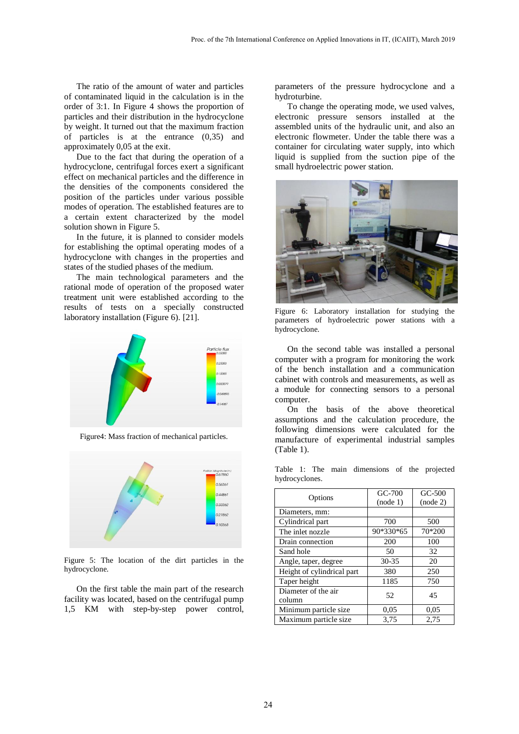The ratio of the amount of water and particles of contaminated liquid in the calculation is in the order of 3:1. In Figure 4 shows the proportion of particles and their distribution in the hydrocyclone by weight. It turned out that the maximum fraction of particles is at the entrance (0,35) and approximately 0,05 at the exit.

Due to the fact that during the operation of a hydrocyclone, centrifugal forces exert a significant effect on mechanical particles and the difference in the densities of the components considered the position of the particles under various possible modes of operation. The established features are to a certain extent characterized by the model solution shown in Figure 5.

In the future, it is planned to consider models for establishing the optimal operating modes of a hydrocyclone with changes in the properties and states of the studied phases of the medium.

The main technological parameters and the rational mode of operation of the proposed water treatment unit were established according to the results of tests on a specially constructed laboratory installation (Figure 6). [21].

Figure4: Mass fraction of mechanical particles.

Figure 5: The location of the dirt particles in the hydrocyclone.

On the first table the main part of the research facility was located, based on the centrifugal pump 1,5 KM with step-by-step power control, parameters of the pressure hydrocyclone and a hydroturbine.

To change the operating mode, we used valves, electronic pressure sensors installed at the assembled units of the hydraulic unit, and also an electronic flowmeter. Under the table there was a container for circulating water supply, into which liquid is supplied from the suction pipe of the small hydroelectric power station.

Figure 6: Laboratory installation for studying the parameters of hydroelectric power stations with a hydrocyclone.

On the second table was installed a personal computer with a program for monitoring the work of the bench installation and a communication cabinet with controls and measurements, as well as a module for connecting sensors to a personal computer.

On the basis of the above theoretical assumptions and the calculation procedure, the following dimensions were calculated for the manufacture of experimental industrial samples (Table 1).

Table 1: The main dimensions of the projected hydrocyclones.

| Options | GC-700 (node 1) | GC-500 (node 2) |
|---|---|---|
| Diameters, mm: | | |
| Cylindrical part | 700 | 500 |
| The inlet nozzle | 90*330*65 | 70*200 |
| Drain connection | 200 | 100 |
| Sand hole | 50 | 32 |
| Angle, taper, degree | 30-35 | 20 |
| Height of cylindrical part | 380 | 250 |
| Taper height | 1185 | 750 |
| Diameter of the air column | 52 | 45 |
| Minimum particle size | 0,05 | 0,05 |
| Maximum particle size | 3,75 | 2,75 |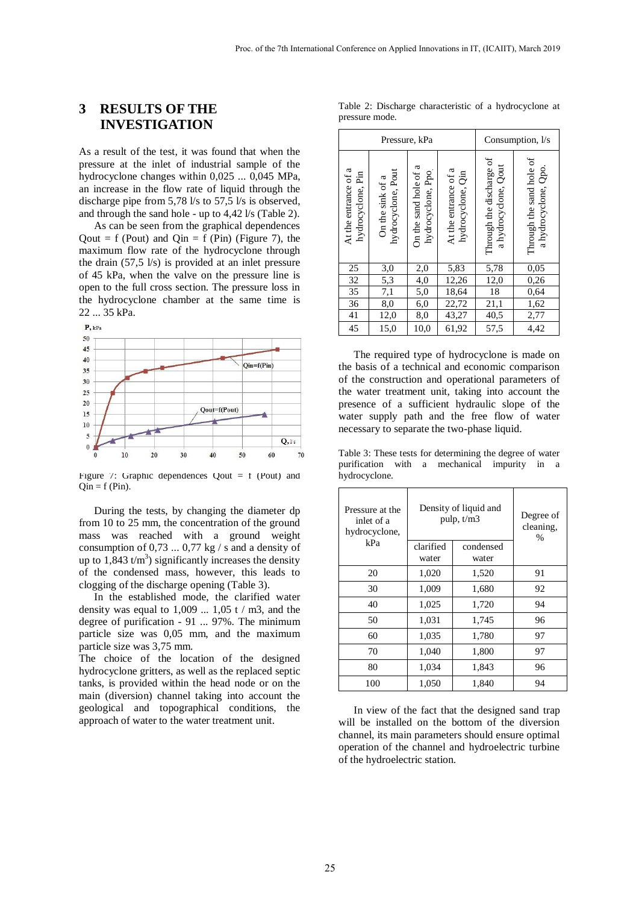## 3 RESULTS OF THE INVESTIGATION

As a result of the test, it was found that when the pressure at the inlet of industrial sample of the hydrocyclone changes within 0,025 ... 0,045 MPa, an increase in the flow rate of liquid through the discharge pipe from 5,78 l/s to 57,5 l/s is observed, and through the sand hole - up to 4,42 l/s (Table 2).

As can be seen from the graphical dependences Qout = f (Pout) and Qin = f (Pin) (Figure 7), the maximum flow rate of the hydrocyclone through the drain (57,5 l/s) is provided at an inlet pressure of 45 kPa, when the valve on the pressure line is open to the full cross section. The pressure loss in the hydrocyclone chamber at the same time is 22 ... 35 kPa.

Figure 7: Graphic dependences Qout = f (Pout) and Qin = f (Pin).

During the tests, by changing the diameter dp from 10 to 25 mm, the concentration of the ground mass was reached with a ground weight consumption of 0,73 ... 0,77 kg / s and a density of up to 1,843 t/m$^3$) significantly increases the density of the condensed mass, however, this leads to clogging of the discharge opening (Table 3).

In the established mode, the clarified water density was equal to 1,009 ... 1,05 t / m3, and the degree of purification - 91 ... 97%. The minimum particle size was 0,05 mm, and the maximum particle size was 3,75 mm.

The choice of the location of the designed hydrocyclone gritters, as well as the replaced septic tanks, is provided within the head node or on the main (diversion) channel taking into account the geological and topographical conditions, the approach of water to the water treatment unit.

Table 2: Discharge characteristic of a hydrocyclone at pressure mode.

| Pressure, kPa | | | | Consumption, l/s | |
|---|---|---|---|---|---|
| At the entrance of a hydrocyclone, Pin | On the sink of a hydrocyclone, Pout | On the sand hole of a hydrocyclone, Ppo | At the entrance of a hydrocyclone, Qin | Through the discharge of a hydrocyclone, Qout | Through the sand hole of a hydrocyclone, Qpo. |
| 25 | 3,0 | 2,0 | 5,83 | 5,78 | 0,05 |
| 32 | 5,3 | 4,0 | 12,26 | 12,0 | 0,26 |
| 35 | 7,1 | 5,0 | 18,64 | 18 | 0,64 |
| 36 | 8,0 | 6,0 | 22,72 | 21,1 | 1,62 |
| 41 | 12,0 | 8,0 | 43,27 | 40,5 | 2,77 |
| 45 | 15,0 | 10,0 | 61,92 | 57,5 | 4,42 |

The required type of hydrocyclone is made on the basis of a technical and economic comparison of the construction and operational parameters of the water treatment unit, taking into account the presence of a sufficient hydraulic slope of the water supply path and the free flow of water necessary to separate the two-phase liquid.

Table 3: These tests for determining the degree of water purification with a mechanical impurity in a hydrocyclone.

| Pressure at the inlet of a hydrocyclone, kPa | Density of liquid and pulp, t/m3 | | Degree of cleaning, % |
|---|---|---|---|
| | clarified water | condensed water | |
| 20 | 1,020 | 1,520 | 91 |
| 30 | 1,009 | 1,680 | 92 |
| 40 | 1,025 | 1,720 | 94 |
| 50 | 1,031 | 1,745 | 96 |
| 60 | 1,035 | 1,780 | 97 |
| 70 | 1,040 | 1,800 | 97 |
| 80 | 1,034 | 1,843 | 96 |
| 100 | 1,050 | 1,840 | 94 |

In view of the fact that the designed sand trap will be installed on the bottom of the diversion channel, its main parameters should ensure optimal operation of the channel and hydroelectric turbine of the hydroelectric station.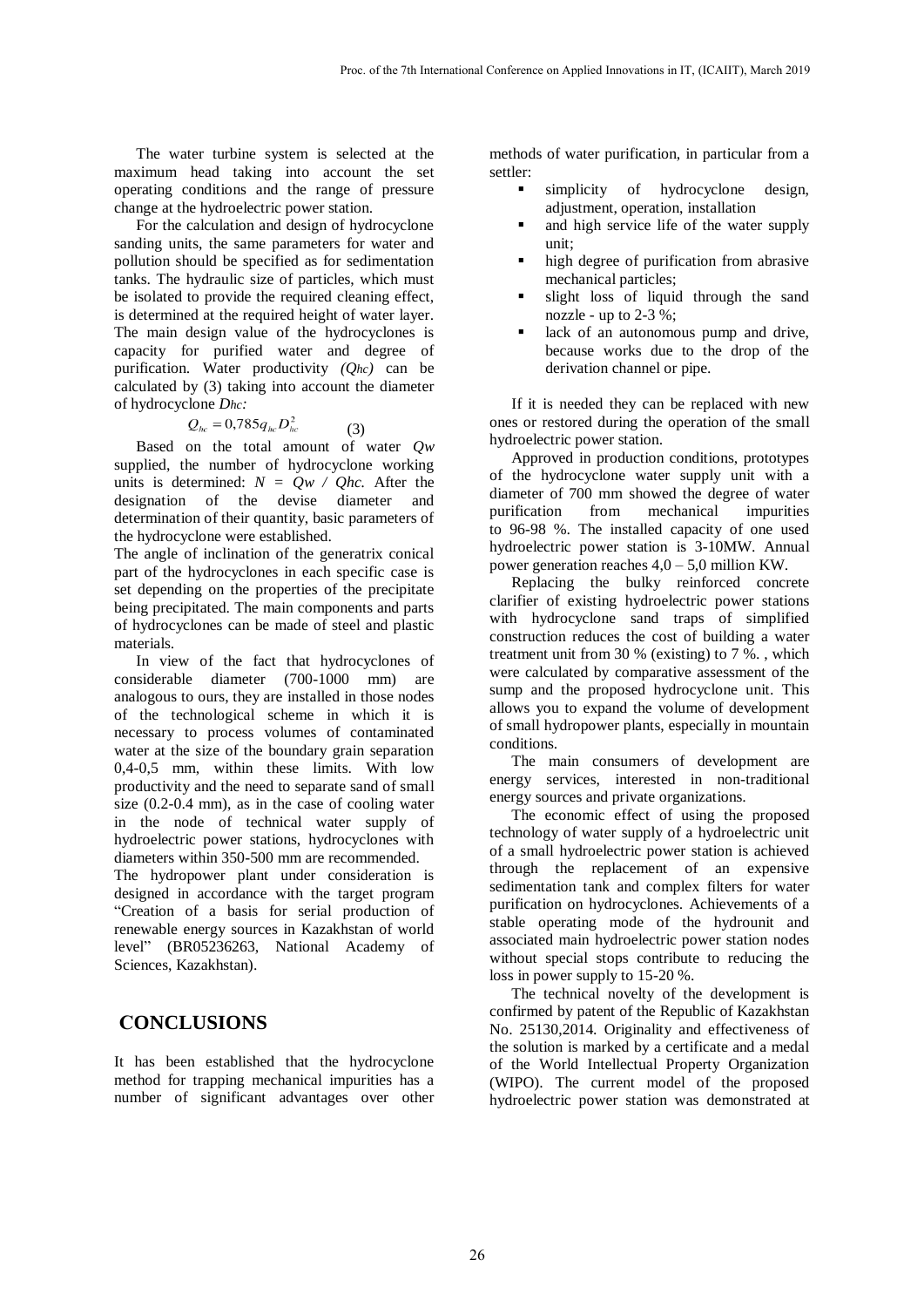The water turbine system is selected at the maximum head taking into account the set operating conditions and the range of pressure change at the hydroelectric power station.

For the calculation and design of hydrocyclone sanding units, the same parameters for water and pollution should be specified as for sedimentation tanks. The hydraulic size of particles, which must be isolated to provide the required cleaning effect, is determined at the required height of water layer. The main design value of the hydrocyclones is capacity for purified water and degree of purification. Water productivity *($Q_{hc}$)* can be calculated by (3) taking into account the diameter of hydrocyclone *$D_{hc}$:*

$$Q_{hc} = 0{,}785 q_{hc} D_{hc}^2 \quad (3)$$

Based on the total amount of water *Qw* supplied, the number of hydrocyclone working units is determined: *N = Qw / Qhc.* After the designation of the devise diameter and determination of their quantity, basic parameters of the hydrocyclone were established.

The angle of inclination of the generatrix conical part of the hydrocyclones in each specific case is set depending on the properties of the precipitate being precipitated. The main components and parts of hydrocyclones can be made of steel and plastic materials.

In view of the fact that hydrocyclones of considerable diameter (700-1000 mm) are analogous to ours, they are installed in those nodes of the technological scheme in which it is necessary to process volumes of contaminated water at the size of the boundary grain separation 0,4-0,5 mm, within these limits. With low productivity and the need to separate sand of small size (0.2-0.4 mm), as in the case of cooling water in the node of technical water supply of hydroelectric power stations, hydrocyclones with diameters within 350-500 mm are recommended.

The hydropower plant under consideration is designed in accordance with the target program "Creation of a basis for serial production of renewable energy sources in Kazakhstan of world level" (BR05236263, National Academy of Sciences, Kazakhstan).

## CONCLUSIONS

It has been established that the hydrocyclone method for trapping mechanical impurities has a number of significant advantages over other methods of water purification, in particular from a settler:

- simplicity of hydrocyclone design, adjustment, operation, installation
- and high service life of the water supply unit;
- high degree of purification from abrasive mechanical particles;
- slight loss of liquid through the sand nozzle - up to 2-3 %;
- lack of an autonomous pump and drive, because works due to the drop of the derivation channel or pipe.

If it is needed they can be replaced with new ones or restored during the operation of the small hydroelectric power station.

Approved in production conditions, prototypes of the hydrocyclone water supply unit with a diameter of 700 mm showed the degree of water purification from mechanical impurities to 96-98 %. The installed capacity of one used hydroelectric power station is 3-10MW. Annual power generation reaches 4,0 – 5,0 million KW.

Replacing the bulky reinforced concrete clarifier of existing hydroelectric power stations with hydrocyclone sand traps of simplified construction reduces the cost of building a water treatment unit from 30 % (existing) to 7 %. , which were calculated by comparative assessment of the sump and the proposed hydrocyclone unit. This allows you to expand the volume of development of small hydropower plants, especially in mountain conditions.

The main consumers of development are energy services, interested in non-traditional energy sources and private organizations.

The economic effect of using the proposed technology of water supply of a hydroelectric unit of a small hydroelectric power station is achieved through the replacement of an expensive sedimentation tank and complex filters for water purification on hydrocyclones. Achievements of a stable operating mode of the hydrounit and associated main hydroelectric power station nodes without special stops contribute to reducing the loss in power supply to 15-20 %.

The technical novelty of the development is confirmed by patent of the Republic of Kazakhstan No. 25130,2014. Originality and effectiveness of the solution is marked by a certificate and a medal of the World Intellectual Property Organization (WIPO). The current model of the proposed hydroelectric power station was demonstrated at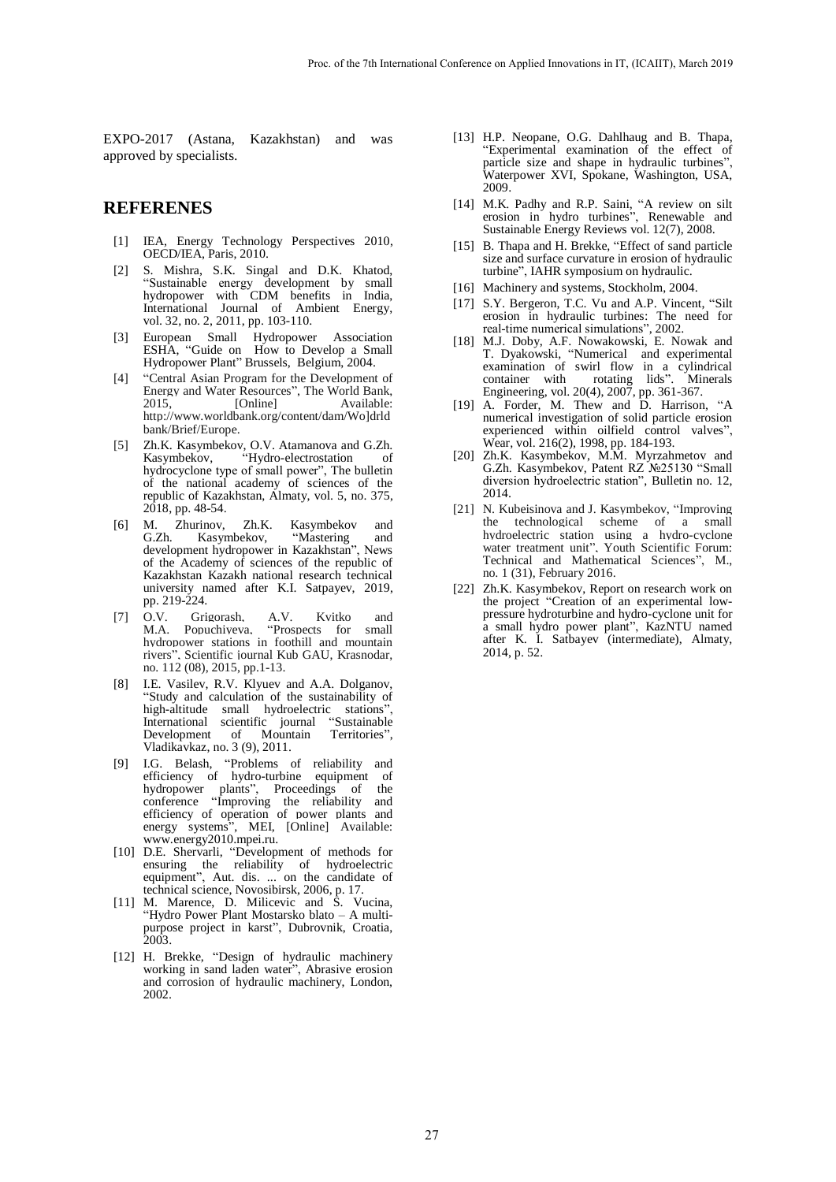EXPO-2017 (Astana, Kazakhstan) and was approved by specialists.

## REFERENES

[1] IEA, Energy Technology Perspectives 2010, OECD/IEA, Paris, 2010.

[2] S. Mishra, S.K. Singal and D.K. Khatod, "Sustainable energy development by small hydropower with CDM benefits in India, International Journal of Ambient Energy, vol. 32, no. 2, 2011, pp. 103-110.

[3] European Small Hydropower Association ESHA, "Guide on How to Develop a Small Hydropower Plant" Brussels, Belgium, 2004.

[4] "Central Asian Program for the Development of Energy and Water Resources", The World Bank, 2015, [Online] Available: http://www.worldbank.org/content/dam/Wo]drld bank/Brief/Europe.

[5] Zh.K. Kasymbekov, O.V. Atamanova and G.Zh. Kasymbekov, "Hydro-electrostation of hydrocyclone type of small power", The bulletin of the national academy of sciences of the republic of Kazakhstan, Almaty, vol. 5, no. 375, 2018, pp. 48-54.

[6] M. Zhurinov, Zh.K. Kasymbekov and G.Zh. Kasymbekov, "Mastering and development hydropower in Kazakhstan", News of the Academy of sciences of the republic of Kazakhstan Kazakh national research technical university named after K.I. Satpayev, 2019, pp. 219-224.

[7] O.V. Grigorash, A.V. Kvitko and M.A. Popuchiyeva, "Prospects for small hydropower stations in foothill and mountain rivers", Scientific journal Kub GAU, Krasnodar, no. 112 (08), 2015, pp.1-13.

[8] I.E. Vasilev, R.V. Klyuev and A.A. Dolganov, "Study and calculation of the sustainability of high-altitude small hydroelectric stations", International scientific journal "Sustainable Development of Mountain Territories", Vladikavkaz, no. 3 (9), 2011.

[9] I.G. Belash, "Problems of reliability and efficiency of hydro-turbine equipment of hydropower plants", Proceedings of the conference "Improving the reliability and efficiency of operation of power plants and energy systems", MEI, [Online] Available: www.energy2010.mpei.ru.

[10] D.E. Shervarli, "Development of methods for ensuring the reliability of hydroelectric equipment", Aut. dis. ... on the candidate of technical science, Novosibirsk, 2006, p. 17.

[11] M. Marence, D. Milicevic and S. Vucina, "Hydro Power Plant Mostarsko blato – A multi-purpose project in karst", Dubrovnik, Croatia, 2003.

[12] H. Brekke, "Design of hydraulic machinery working in sand laden water", Abrasive erosion and corrosion of hydraulic machinery, London, 2002.

[13] H.P. Neopane, O.G. Dahlhaug and B. Thapa, "Experimental examination of the effect of particle size and shape in hydraulic turbines", Waterpower XVI, Spokane, Washington, USA, 2009.

[14] M.K. Padhy and R.P. Saini, "A review on silt erosion in hydro turbines", Renewable and Sustainable Energy Reviews vol. 12(7), 2008.

[15] B. Thapa and H. Brekke, "Effect of sand particle size and surface curvature in erosion of hydraulic turbine", IAHR symposium on hydraulic.

[16] Machinery and systems, Stockholm, 2004.

[17] S.Y. Bergeron, T.C. Vu and A.P. Vincent, "Silt erosion in hydraulic turbines: The need for real-time numerical simulations", 2002.

[18] M.J. Doby, A.F. Nowakowski, E. Nowak and T. Dyakowski, "Numerical and experimental examination of swirl flow in a cylindrical container with rotating lids". Minerals Engineering, vol. 20(4), 2007, pp. 361-367.

[19] A. Forder, M. Thew and D. Harrison, "A numerical investigation of solid particle erosion experienced within oilfield control valves", Wear, vol. 216(2), 1998, pp. 184-193.

[20] Zh.K. Kasymbekov, M.M. Myrzahmetov and G.Zh. Kasymbekov, Patent RZ №25130 "Small diversion hydroelectric station", Bulletin no. 12, 2014.

[21] N. Kubeisinova and J. Kasymbekov, "Improving the technological scheme of a small hydroelectric station using a hydro-cyclone water treatment unit", Youth Scientific Forum: Technical and Mathematical Sciences", M., no. 1 (31), February 2016.

[22] Zh.K. Kasymbekov, Report on research work on the project "Creation of an experimental low-pressure hydroturbine and hydro-cyclone unit for a small hydro power plant", KazNTU named after K. I. Satbayev (intermediate), Almaty, 2014, p. 52.